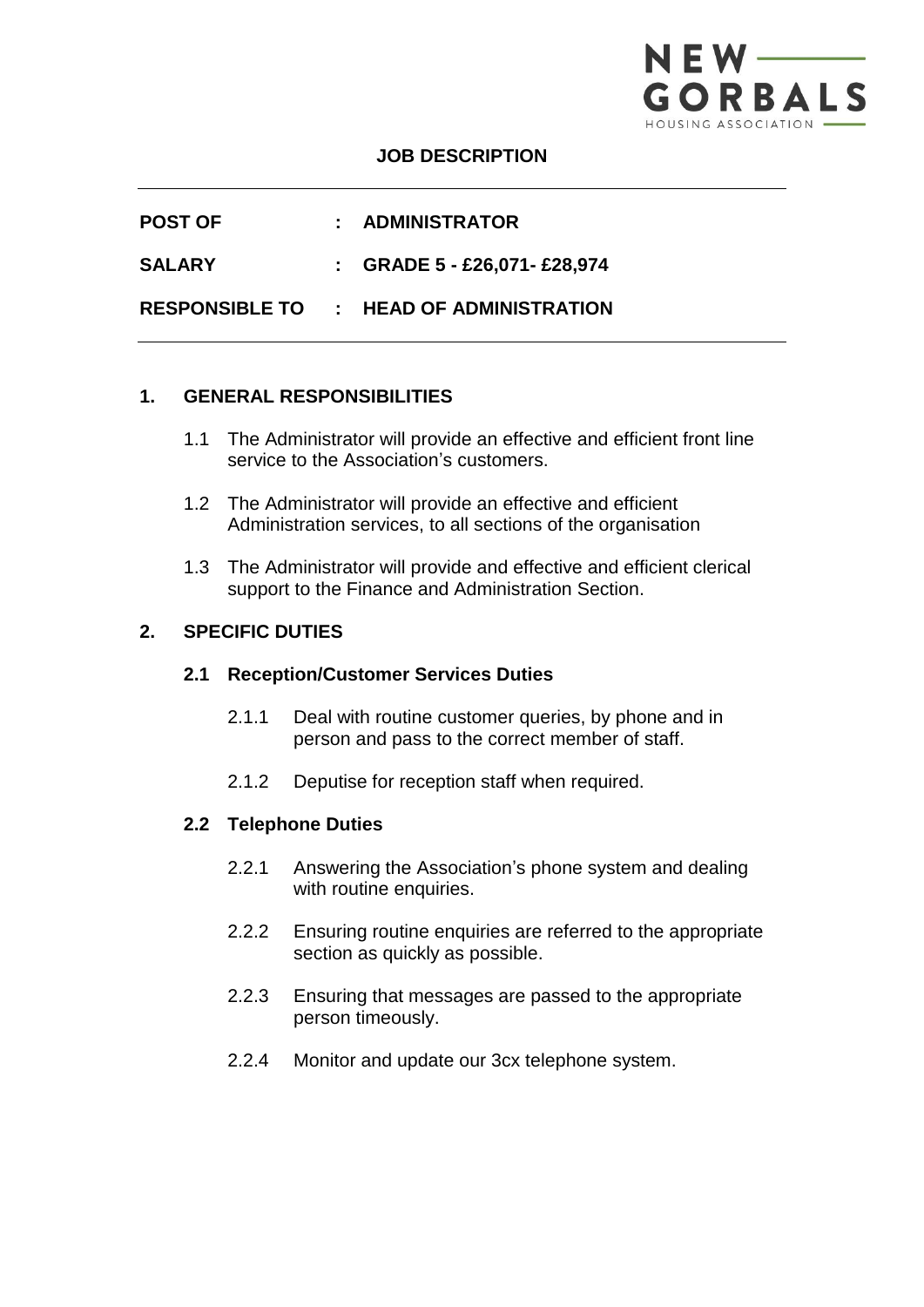# JOB DESCRIPTION

---

| | | |
|---|---|---|
| **POST OF** | **:** | **ADMINISTRATOR** |
| **SALARY** | **:** | **GRADE 5 - £26,071- £28,974** |
| **RESPONSIBLE TO** | **:** | **HEAD OF ADMINISTRATION** |

---

## 1. GENERAL RESPONSIBILITIES

1.1 The Administrator will provide an effective and efficient front line service to the Association's customers.

1.2 The Administrator will provide an effective and efficient Administration services, to all sections of the organisation

1.3 The Administrator will provide and effective and efficient clerical support to the Finance and Administration Section.

## 2. SPECIFIC DUTIES

### 2.1 Reception/Customer Services Duties

2.1.1 Deal with routine customer queries, by phone and in person and pass to the correct member of staff.

2.1.2 Deputise for reception staff when required.

### 2.2 Telephone Duties

2.2.1 Answering the Association's phone system and dealing with routine enquiries.

2.2.2 Ensuring routine enquiries are referred to the appropriate section as quickly as possible.

2.2.3 Ensuring that messages are passed to the appropriate person timeously.

2.2.4 Monitor and update our 3cx telephone system.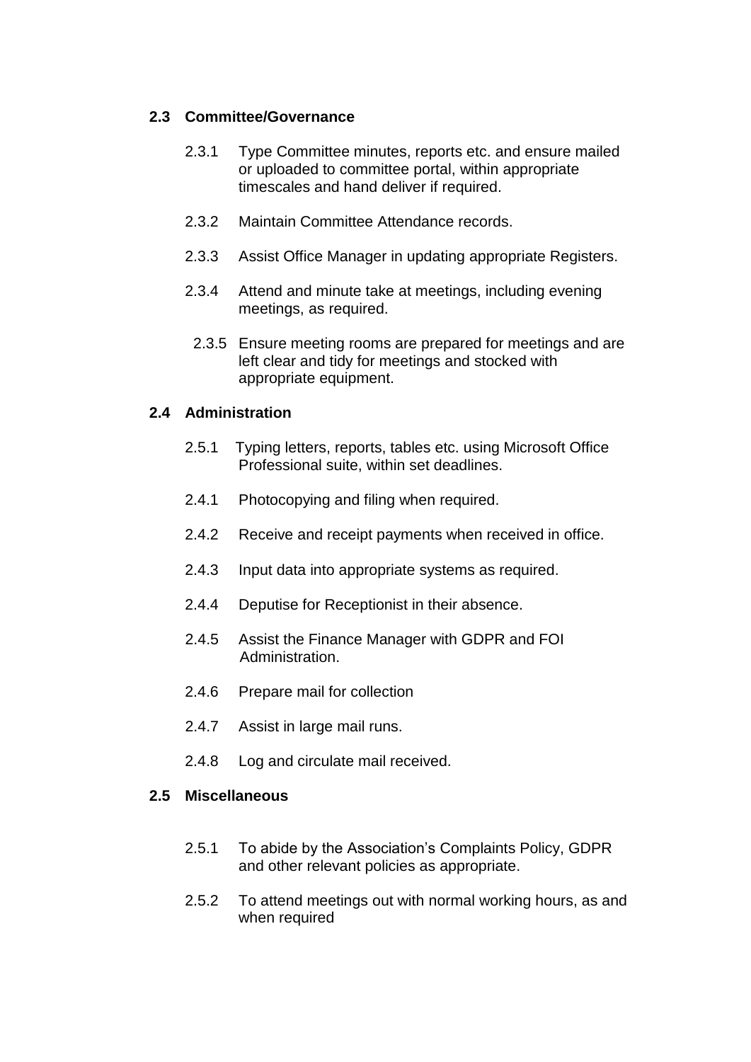### 2.3 Committee/Governance

2.3.1 Type Committee minutes, reports etc. and ensure mailed or uploaded to committee portal, within appropriate timescales and hand deliver if required.

2.3.2 Maintain Committee Attendance records.

2.3.3 Assist Office Manager in updating appropriate Registers.

2.3.4 Attend and minute take at meetings, including evening meetings, as required.

2.3.5 Ensure meeting rooms are prepared for meetings and are left clear and tidy for meetings and stocked with appropriate equipment.

### 2.4 Administration

2.5.1 Typing letters, reports, tables etc. using Microsoft Office Professional suite, within set deadlines.

2.4.1 Photocopying and filing when required.

2.4.2 Receive and receipt payments when received in office.

2.4.3 Input data into appropriate systems as required.

2.4.4 Deputise for Receptionist in their absence.

2.4.5 Assist the Finance Manager with GDPR and FOI Administration.

2.4.6 Prepare mail for collection

2.4.7 Assist in large mail runs.

2.4.8 Log and circulate mail received.

### 2.5 Miscellaneous

2.5.1 To abide by the Association's Complaints Policy, GDPR and other relevant policies as appropriate.

2.5.2 To attend meetings out with normal working hours, as and when required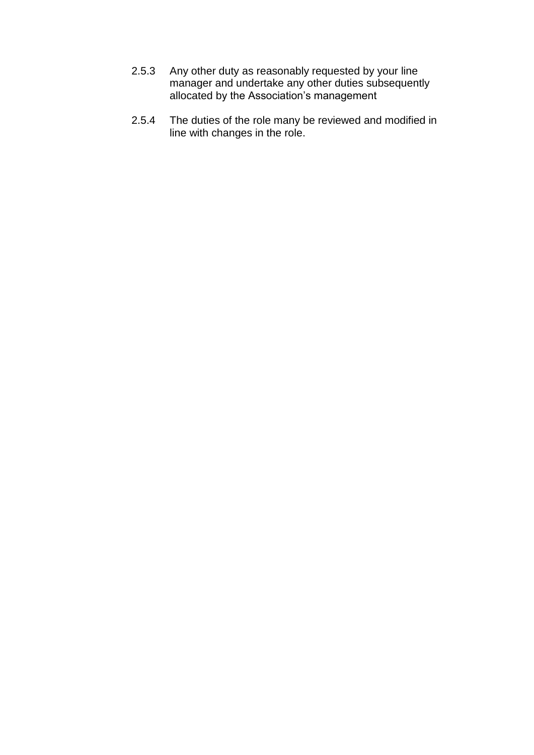2.5.3 Any other duty as reasonably requested by your line manager and undertake any other duties subsequently allocated by the Association's management

2.5.4 The duties of the role many be reviewed and modified in line with changes in the role.